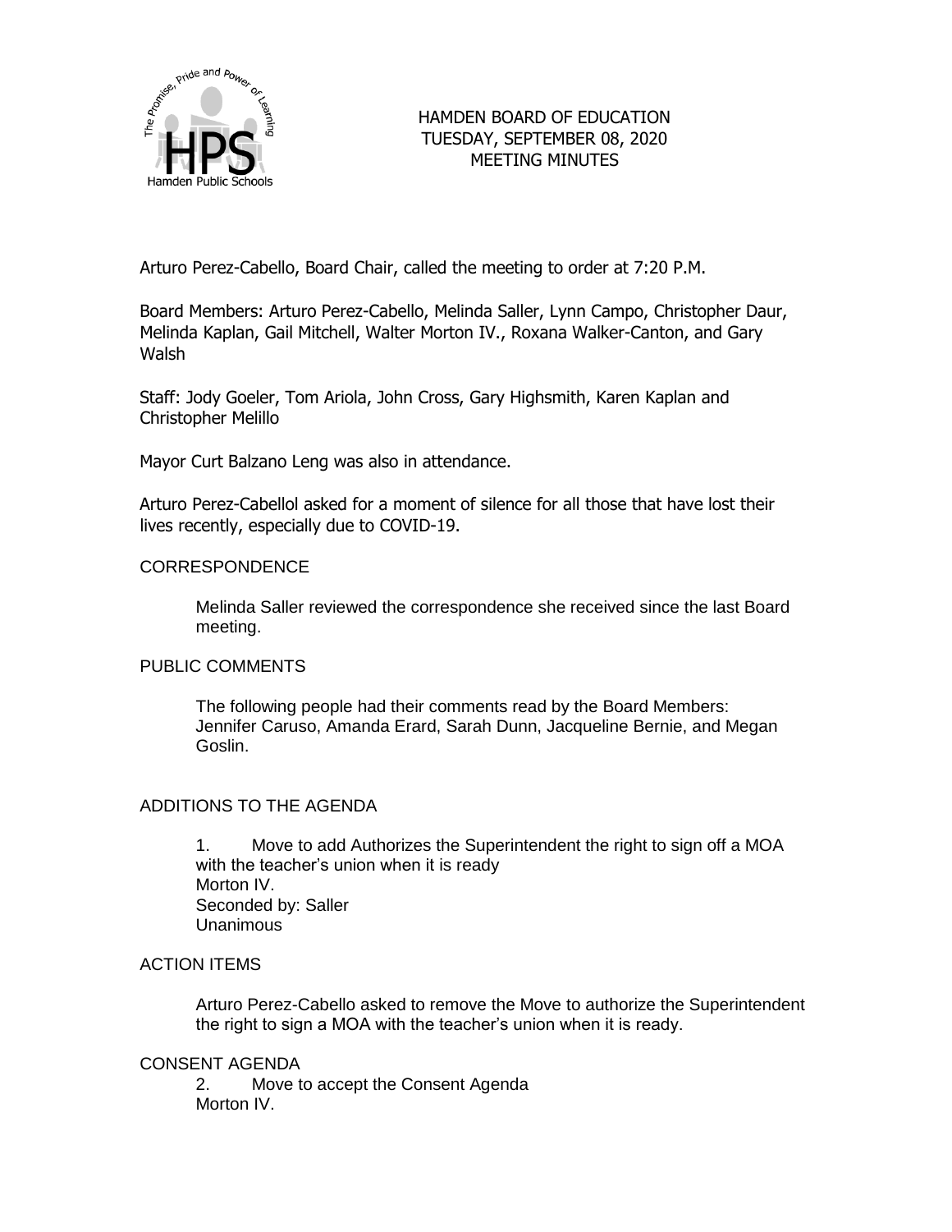# HAMDEN BOARD OF EDUCATION
## TUESDAY, SEPTEMBER 08, 2020
## MEETING MINUTES

Arturo Perez-Cabello, Board Chair, called the meeting to order at 7:20 P.M.

Board Members: Arturo Perez-Cabello, Melinda Saller, Lynn Campo, Christopher Daur, Melinda Kaplan, Gail Mitchell, Walter Morton IV., Roxana Walker-Canton, and Gary Walsh

Staff: Jody Goeler, Tom Ariola, John Cross, Gary Highsmith, Karen Kaplan and Christopher Melillo

Mayor Curt Balzano Leng was also in attendance.

Arturo Perez-Cabellol asked for a moment of silence for all those that have lost their lives recently, especially due to COVID-19.

### CORRESPONDENCE

Melinda Saller reviewed the correspondence she received since the last Board meeting.

### PUBLIC COMMENTS

The following people had their comments read by the Board Members: Jennifer Caruso, Amanda Erard, Sarah Dunn, Jacqueline Bernie, and Megan Goslin.

### ADDITIONS TO THE AGENDA

1. Move to add Authorizes the Superintendent the right to sign off a MOA with the teacher's union when it is ready
Morton IV.
Seconded by: Saller
Unanimous

### ACTION ITEMS

Arturo Perez-Cabello asked to remove the Move to authorize the Superintendent the right to sign a MOA with the teacher's union when it is ready.

### CONSENT AGENDA

2. Move to accept the Consent Agenda
Morton IV.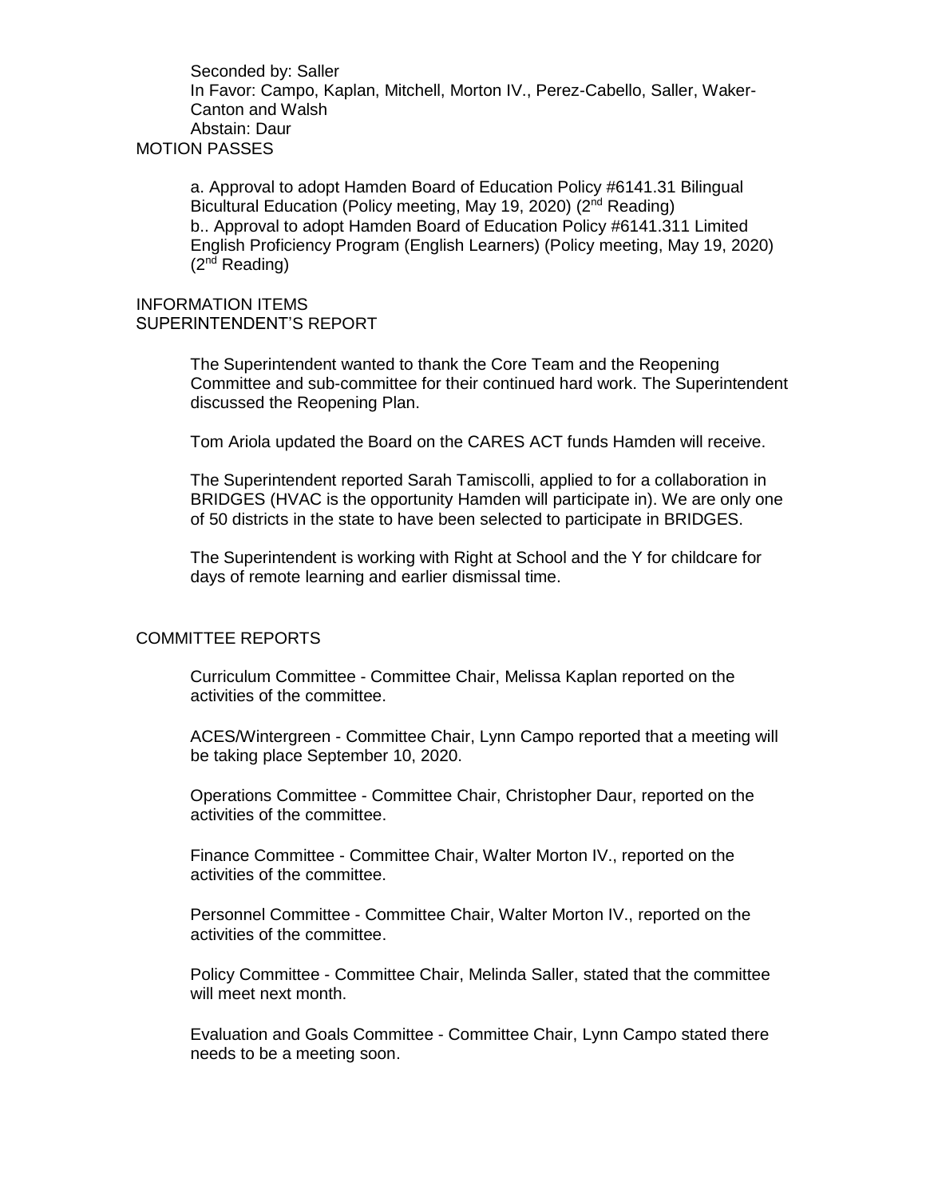Seconded by: Saller
In Favor: Campo, Kaplan, Mitchell, Morton IV., Perez-Cabello, Saller, Waker-Canton and Walsh
Abstain: Daur

MOTION PASSES

a. Approval to adopt Hamden Board of Education Policy #6141.31 Bilingual Bicultural Education (Policy meeting, May 19, 2020) (2nd Reading)
b.. Approval to adopt Hamden Board of Education Policy #6141.311 Limited English Proficiency Program (English Learners) (Policy meeting, May 19, 2020) (2nd Reading)

INFORMATION ITEMS
SUPERINTENDENT'S REPORT

The Superintendent wanted to thank the Core Team and the Reopening Committee and sub-committee for their continued hard work. The Superintendent discussed the Reopening Plan.

Tom Ariola updated the Board on the CARES ACT funds Hamden will receive.

The Superintendent reported Sarah Tamiscolli, applied to for a collaboration in BRIDGES (HVAC is the opportunity Hamden will participate in). We are only one of 50 districts in the state to have been selected to participate in BRIDGES.

The Superintendent is working with Right at School and the Y for childcare for days of remote learning and earlier dismissal time.

COMMITTEE REPORTS

Curriculum Committee - Committee Chair, Melissa Kaplan reported on the activities of the committee.

ACES/Wintergreen - Committee Chair, Lynn Campo reported that a meeting will be taking place September 10, 2020.

Operations Committee - Committee Chair, Christopher Daur, reported on the activities of the committee.

Finance Committee - Committee Chair, Walter Morton IV., reported on the activities of the committee.

Personnel Committee - Committee Chair, Walter Morton IV., reported on the activities of the committee.

Policy Committee - Committee Chair, Melinda Saller, stated that the committee will meet next month.

Evaluation and Goals Committee - Committee Chair, Lynn Campo stated there needs to be a meeting soon.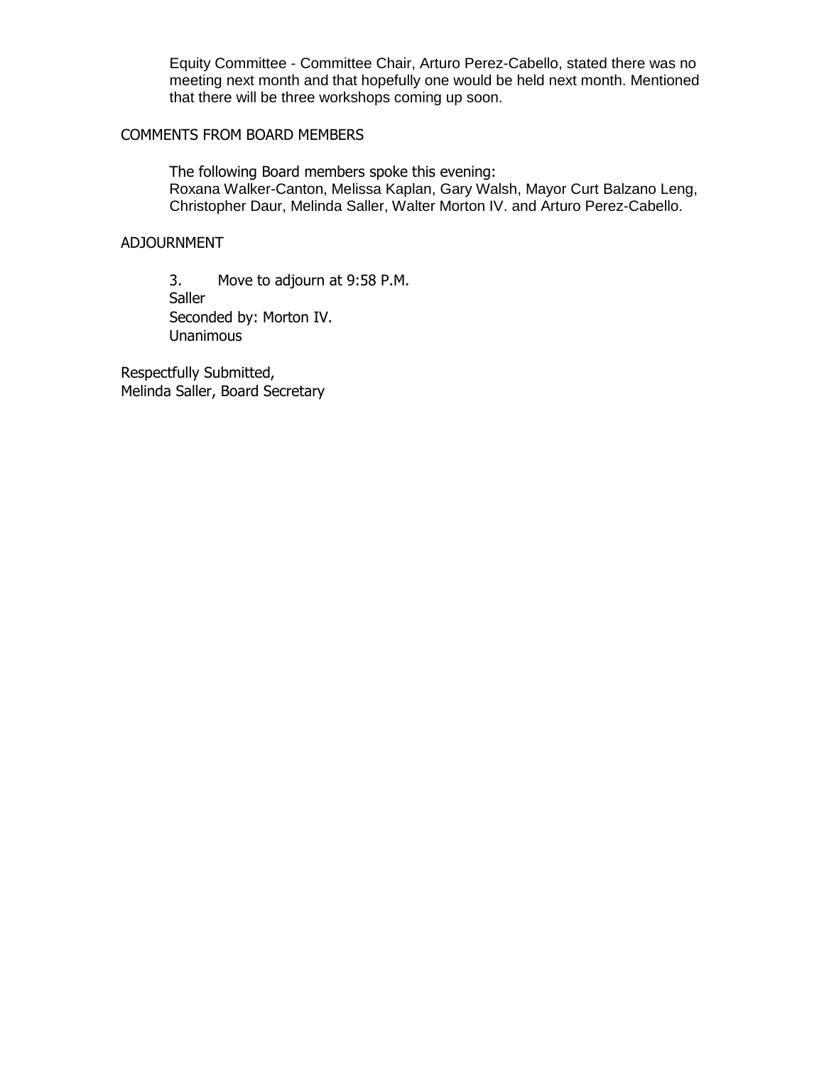Equity Committee - Committee Chair, Arturo Perez-Cabello, stated there was no meeting next month and that hopefully one would be held next month. Mentioned that there will be three workshops coming up soon.

## COMMENTS FROM BOARD MEMBERS

The following Board members spoke this evening:
Roxana Walker-Canton, Melissa Kaplan, Gary Walsh, Mayor Curt Balzano Leng, Christopher Daur, Melinda Saller, Walter Morton IV. and Arturo Perez-Cabello.

## ADJOURNMENT

3. Move to adjourn at 9:58 P.M.
Saller
Seconded by: Morton IV.
Unanimous

Respectfully Submitted,
Melinda Saller, Board Secretary